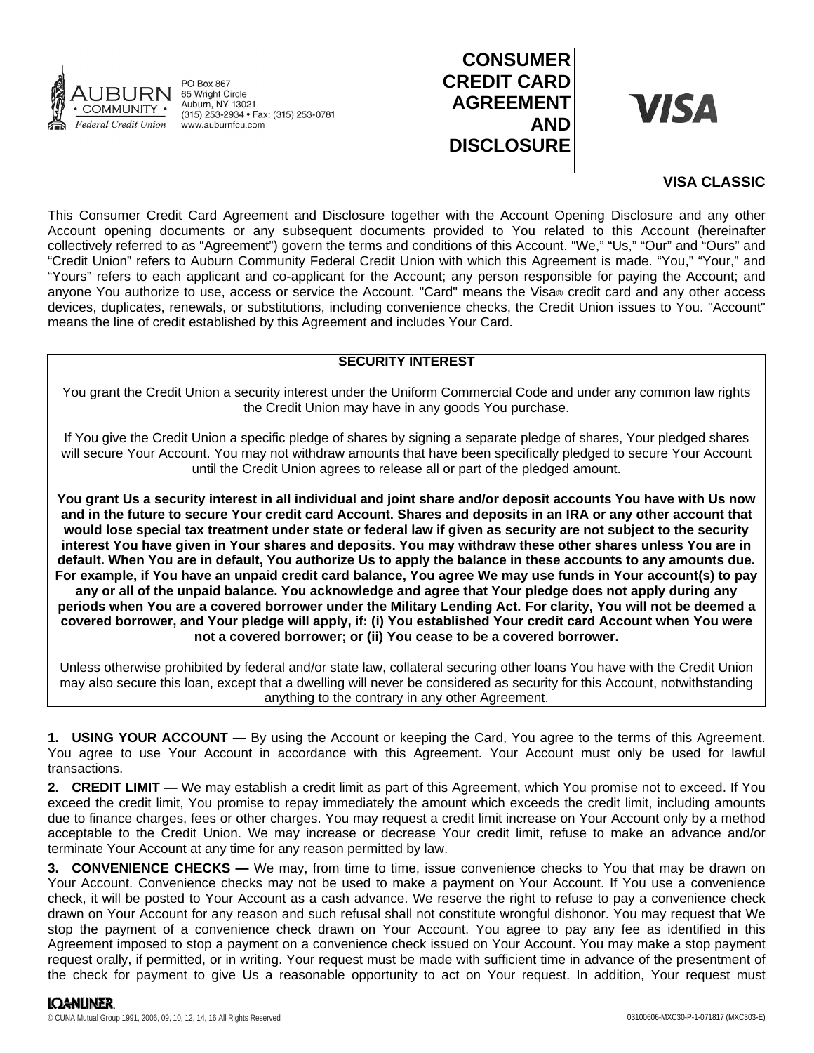AUBURN • COMMUNITY • Federal Credit Union

PO Box 867
65 Wright Circle
Auburn, NY 13021
(315) 253-2934 • Fax: (315) 253-0781
www.auburnfcu.com

# CONSUMER CREDIT CARD AGREEMENT AND DISCLOSURE

VISA

**VISA CLASSIC**

This Consumer Credit Card Agreement and Disclosure together with the Account Opening Disclosure and any other Account opening documents or any subsequent documents provided to You related to this Account (hereinafter collectively referred to as "Agreement") govern the terms and conditions of this Account. "We," "Us," "Our" and "Ours" and "Credit Union" refers to Auburn Community Federal Credit Union with which this Agreement is made. "You," "Your," and "Yours" refers to each applicant and co-applicant for the Account; any person responsible for paying the Account; and anyone You authorize to use, access or service the Account. "Card" means the Visa® credit card and any other access devices, duplicates, renewals, or substitutions, including convenience checks, the Credit Union issues to You. "Account" means the line of credit established by this Agreement and includes Your Card.

**SECURITY INTEREST**

You grant the Credit Union a security interest under the Uniform Commercial Code and under any common law rights the Credit Union may have in any goods You purchase.

If You give the Credit Union a specific pledge of shares by signing a separate pledge of shares, Your pledged shares will secure Your Account. You may not withdraw amounts that have been specifically pledged to secure Your Account until the Credit Union agrees to release all or part of the pledged amount.

**You grant Us a security interest in all individual and joint share and/or deposit accounts You have with Us now and in the future to secure Your credit card Account. Shares and deposits in an IRA or any other account that would lose special tax treatment under state or federal law if given as security are not subject to the security interest You have given in Your shares and deposits. You may withdraw these other shares unless You are in default. When You are in default, You authorize Us to apply the balance in these accounts to any amounts due. For example, if You have an unpaid credit card balance, You agree We may use funds in Your account(s) to pay any or all of the unpaid balance. You acknowledge and agree that Your pledge does not apply during any periods when You are a covered borrower under the Military Lending Act. For clarity, You will not be deemed a covered borrower, and Your pledge will apply, if: (i) You established Your credit card Account when You were not a covered borrower; or (ii) You cease to be a covered borrower.**

Unless otherwise prohibited by federal and/or state law, collateral securing other loans You have with the Credit Union may also secure this loan, except that a dwelling will never be considered as security for this Account, notwithstanding anything to the contrary in any other Agreement.

**1. USING YOUR ACCOUNT —** By using the Account or keeping the Card, You agree to the terms of this Agreement. You agree to use Your Account in accordance with this Agreement. Your Account must only be used for lawful transactions.

**2. CREDIT LIMIT —** We may establish a credit limit as part of this Agreement, which You promise not to exceed. If You exceed the credit limit, You promise to repay immediately the amount which exceeds the credit limit, including amounts due to finance charges, fees or other charges. You may request a credit limit increase on Your Account only by a method acceptable to the Credit Union. We may increase or decrease Your credit limit, refuse to make an advance and/or terminate Your Account at any time for any reason permitted by law.

**3. CONVENIENCE CHECKS —** We may, from time to time, issue convenience checks to You that may be drawn on Your Account. Convenience checks may not be used to make a payment on Your Account. If You use a convenience check, it will be posted to Your Account as a cash advance. We reserve the right to refuse to pay a convenience check drawn on Your Account for any reason and such refusal shall not constitute wrongful dishonor. You may request that We stop the payment of a convenience check drawn on Your Account. You agree to pay any fee as identified in this Agreement imposed to stop a payment on a convenience check issued on Your Account. You may make a stop payment request orally, if permitted, or in writing. Your request must be made with sufficient time in advance of the presentment of the check for payment to give Us a reasonable opportunity to act on Your request. In addition, Your request must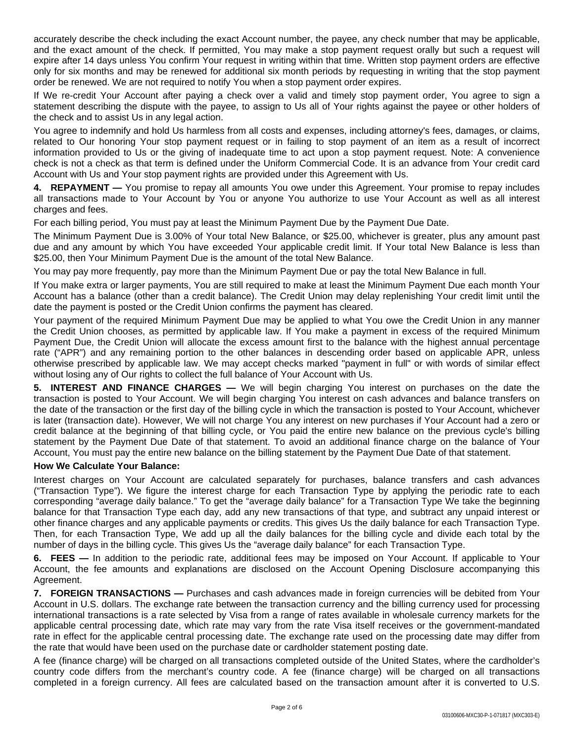accurately describe the check including the exact Account number, the payee, any check number that may be applicable, and the exact amount of the check. If permitted, You may make a stop payment request orally but such a request will expire after 14 days unless You confirm Your request in writing within that time. Written stop payment orders are effective only for six months and may be renewed for additional six month periods by requesting in writing that the stop payment order be renewed. We are not required to notify You when a stop payment order expires.

If We re-credit Your Account after paying a check over a valid and timely stop payment order, You agree to sign a statement describing the dispute with the payee, to assign to Us all of Your rights against the payee or other holders of the check and to assist Us in any legal action.

You agree to indemnify and hold Us harmless from all costs and expenses, including attorney's fees, damages, or claims, related to Our honoring Your stop payment request or in failing to stop payment of an item as a result of incorrect information provided to Us or the giving of inadequate time to act upon a stop payment request. Note: A convenience check is not a check as that term is defined under the Uniform Commercial Code. It is an advance from Your credit card Account with Us and Your stop payment rights are provided under this Agreement with Us.

**4. REPAYMENT —** You promise to repay all amounts You owe under this Agreement. Your promise to repay includes all transactions made to Your Account by You or anyone You authorize to use Your Account as well as all interest charges and fees.

For each billing period, You must pay at least the Minimum Payment Due by the Payment Due Date.

The Minimum Payment Due is 3.00% of Your total New Balance, or $25.00, whichever is greater, plus any amount past due and any amount by which You have exceeded Your applicable credit limit. If Your total New Balance is less than $25.00, then Your Minimum Payment Due is the amount of the total New Balance.

You may pay more frequently, pay more than the Minimum Payment Due or pay the total New Balance in full.

If You make extra or larger payments, You are still required to make at least the Minimum Payment Due each month Your Account has a balance (other than a credit balance). The Credit Union may delay replenishing Your credit limit until the date the payment is posted or the Credit Union confirms the payment has cleared.

Your payment of the required Minimum Payment Due may be applied to what You owe the Credit Union in any manner the Credit Union chooses, as permitted by applicable law. If You make a payment in excess of the required Minimum Payment Due, the Credit Union will allocate the excess amount first to the balance with the highest annual percentage rate ("APR") and any remaining portion to the other balances in descending order based on applicable APR, unless otherwise prescribed by applicable law. We may accept checks marked "payment in full" or with words of similar effect without losing any of Our rights to collect the full balance of Your Account with Us.

**5. INTEREST AND FINANCE CHARGES —** We will begin charging You interest on purchases on the date the transaction is posted to Your Account. We will begin charging You interest on cash advances and balance transfers on the date of the transaction or the first day of the billing cycle in which the transaction is posted to Your Account, whichever is later (transaction date). However, We will not charge You any interest on new purchases if Your Account had a zero or credit balance at the beginning of that billing cycle, or You paid the entire new balance on the previous cycle's billing statement by the Payment Due Date of that statement. To avoid an additional finance charge on the balance of Your Account, You must pay the entire new balance on the billing statement by the Payment Due Date of that statement.

**How We Calculate Your Balance:**

Interest charges on Your Account are calculated separately for purchases, balance transfers and cash advances ("Transaction Type"). We figure the interest charge for each Transaction Type by applying the periodic rate to each corresponding "average daily balance." To get the "average daily balance" for a Transaction Type We take the beginning balance for that Transaction Type each day, add any new transactions of that type, and subtract any unpaid interest or other finance charges and any applicable payments or credits. This gives Us the daily balance for each Transaction Type. Then, for each Transaction Type, We add up all the daily balances for the billing cycle and divide each total by the number of days in the billing cycle. This gives Us the "average daily balance" for each Transaction Type.

**6. FEES —** In addition to the periodic rate, additional fees may be imposed on Your Account. If applicable to Your Account, the fee amounts and explanations are disclosed on the Account Opening Disclosure accompanying this Agreement.

**7. FOREIGN TRANSACTIONS —** Purchases and cash advances made in foreign currencies will be debited from Your Account in U.S. dollars. The exchange rate between the transaction currency and the billing currency used for processing international transactions is a rate selected by Visa from a range of rates available in wholesale currency markets for the applicable central processing date, which rate may vary from the rate Visa itself receives or the government-mandated rate in effect for the applicable central processing date. The exchange rate used on the processing date may differ from the rate that would have been used on the purchase date or cardholder statement posting date.

A fee (finance charge) will be charged on all transactions completed outside of the United States, where the cardholder's country code differs from the merchant's country code. A fee (finance charge) will be charged on all transactions completed in a foreign currency. All fees are calculated based on the transaction amount after it is converted to U.S.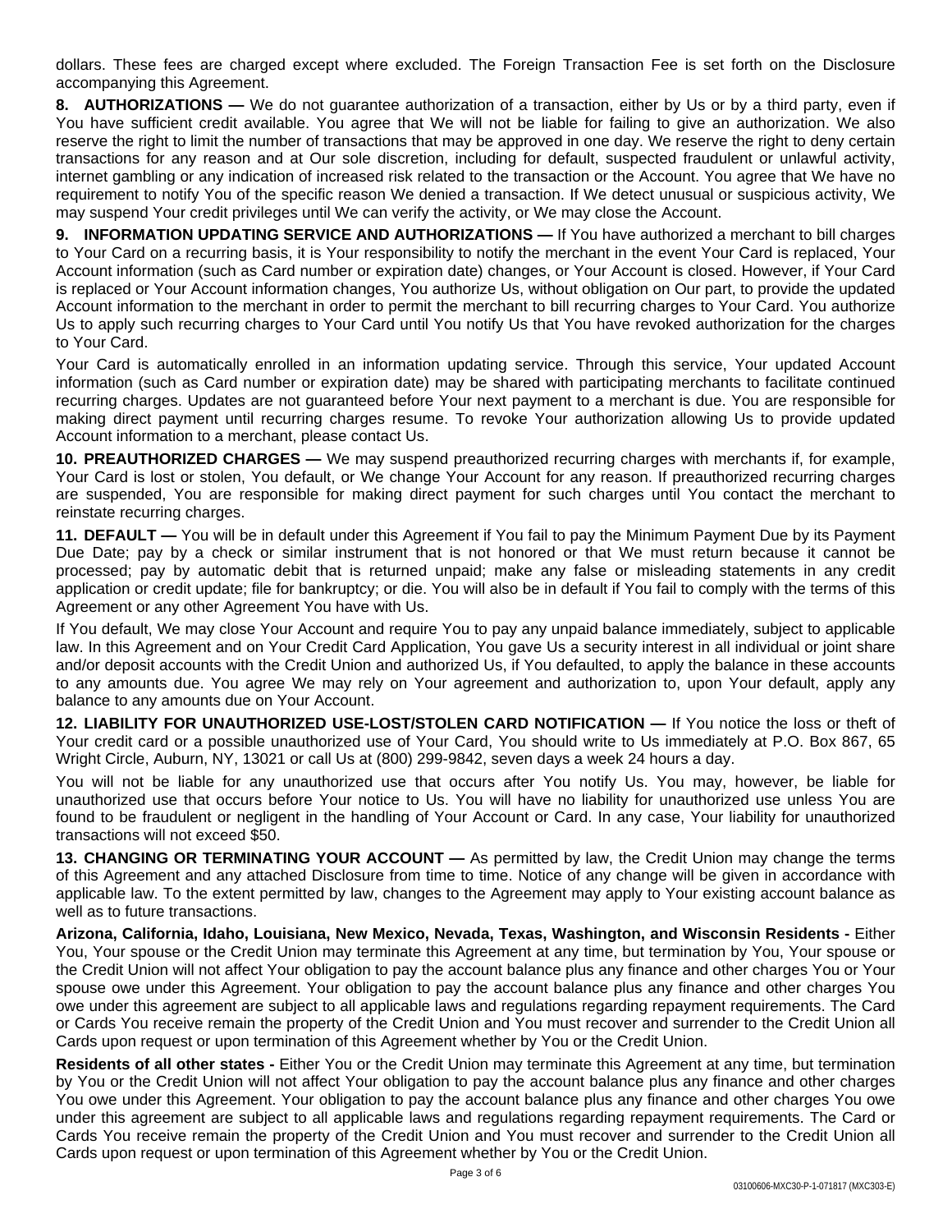dollars. These fees are charged except where excluded. The Foreign Transaction Fee is set forth on the Disclosure accompanying this Agreement.

**8. AUTHORIZATIONS —** We do not guarantee authorization of a transaction, either by Us or by a third party, even if You have sufficient credit available. You agree that We will not be liable for failing to give an authorization. We also reserve the right to limit the number of transactions that may be approved in one day. We reserve the right to deny certain transactions for any reason and at Our sole discretion, including for default, suspected fraudulent or unlawful activity, internet gambling or any indication of increased risk related to the transaction or the Account. You agree that We have no requirement to notify You of the specific reason We denied a transaction. If We detect unusual or suspicious activity, We may suspend Your credit privileges until We can verify the activity, or We may close the Account.

**9. INFORMATION UPDATING SERVICE AND AUTHORIZATIONS —** If You have authorized a merchant to bill charges to Your Card on a recurring basis, it is Your responsibility to notify the merchant in the event Your Card is replaced, Your Account information (such as Card number or expiration date) changes, or Your Account is closed. However, if Your Card is replaced or Your Account information changes, You authorize Us, without obligation on Our part, to provide the updated Account information to the merchant in order to permit the merchant to bill recurring charges to Your Card. You authorize Us to apply such recurring charges to Your Card until You notify Us that You have revoked authorization for the charges to Your Card.

Your Card is automatically enrolled in an information updating service. Through this service, Your updated Account information (such as Card number or expiration date) may be shared with participating merchants to facilitate continued recurring charges. Updates are not guaranteed before Your next payment to a merchant is due. You are responsible for making direct payment until recurring charges resume. To revoke Your authorization allowing Us to provide updated Account information to a merchant, please contact Us.

**10. PREAUTHORIZED CHARGES —** We may suspend preauthorized recurring charges with merchants if, for example, Your Card is lost or stolen, You default, or We change Your Account for any reason. If preauthorized recurring charges are suspended, You are responsible for making direct payment for such charges until You contact the merchant to reinstate recurring charges.

**11. DEFAULT —** You will be in default under this Agreement if You fail to pay the Minimum Payment Due by its Payment Due Date; pay by a check or similar instrument that is not honored or that We must return because it cannot be processed; pay by automatic debit that is returned unpaid; make any false or misleading statements in any credit application or credit update; file for bankruptcy; or die. You will also be in default if You fail to comply with the terms of this Agreement or any other Agreement You have with Us.

If You default, We may close Your Account and require You to pay any unpaid balance immediately, subject to applicable law. In this Agreement and on Your Credit Card Application, You gave Us a security interest in all individual or joint share and/or deposit accounts with the Credit Union and authorized Us, if You defaulted, to apply the balance in these accounts to any amounts due. You agree We may rely on Your agreement and authorization to, upon Your default, apply any balance to any amounts due on Your Account.

**12. LIABILITY FOR UNAUTHORIZED USE-LOST/STOLEN CARD NOTIFICATION —** If You notice the loss or theft of Your credit card or a possible unauthorized use of Your Card, You should write to Us immediately at P.O. Box 867, 65 Wright Circle, Auburn, NY, 13021 or call Us at (800) 299-9842, seven days a week 24 hours a day.

You will not be liable for any unauthorized use that occurs after You notify Us. You may, however, be liable for unauthorized use that occurs before Your notice to Us. You will have no liability for unauthorized use unless You are found to be fraudulent or negligent in the handling of Your Account or Card. In any case, Your liability for unauthorized transactions will not exceed $50.

**13. CHANGING OR TERMINATING YOUR ACCOUNT —** As permitted by law, the Credit Union may change the terms of this Agreement and any attached Disclosure from time to time. Notice of any change will be given in accordance with applicable law. To the extent permitted by law, changes to the Agreement may apply to Your existing account balance as well as to future transactions.

**Arizona, California, Idaho, Louisiana, New Mexico, Nevada, Texas, Washington, and Wisconsin Residents -** Either You, Your spouse or the Credit Union may terminate this Agreement at any time, but termination by You, Your spouse or the Credit Union will not affect Your obligation to pay the account balance plus any finance and other charges You or Your spouse owe under this Agreement. Your obligation to pay the account balance plus any finance and other charges You owe under this agreement are subject to all applicable laws and regulations regarding repayment requirements. The Card or Cards You receive remain the property of the Credit Union and You must recover and surrender to the Credit Union all Cards upon request or upon termination of this Agreement whether by You or the Credit Union.

**Residents of all other states -** Either You or the Credit Union may terminate this Agreement at any time, but termination by You or the Credit Union will not affect Your obligation to pay the account balance plus any finance and other charges You owe under this Agreement. Your obligation to pay the account balance plus any finance and other charges You owe under this agreement are subject to all applicable laws and regulations regarding repayment requirements. The Card or Cards You receive remain the property of the Credit Union and You must recover and surrender to the Credit Union all Cards upon request or upon termination of this Agreement whether by You or the Credit Union.

03100606-MXC30-P-1-071817 (MXC303-E)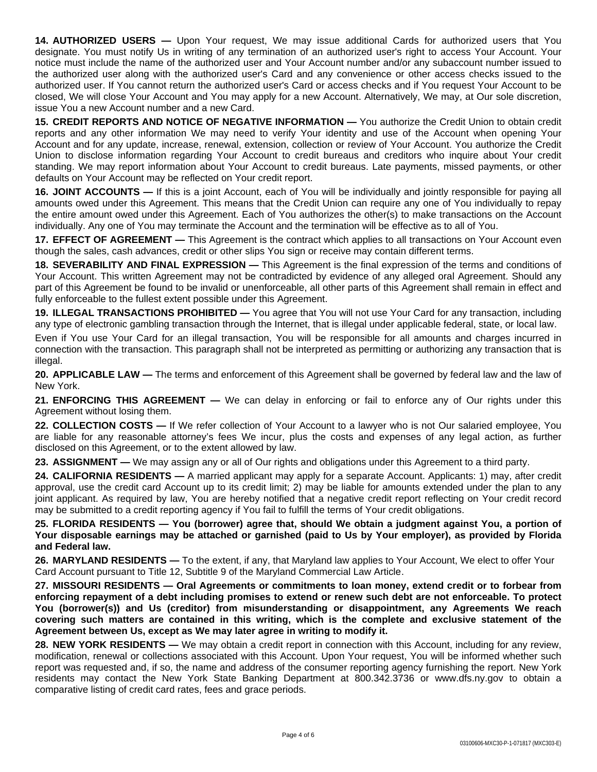**14. AUTHORIZED USERS —** Upon Your request, We may issue additional Cards for authorized users that You designate. You must notify Us in writing of any termination of an authorized user's right to access Your Account. Your notice must include the name of the authorized user and Your Account number and/or any subaccount number issued to the authorized user along with the authorized user's Card and any convenience or other access checks issued to the authorized user. If You cannot return the authorized user's Card or access checks and if You request Your Account to be closed, We will close Your Account and You may apply for a new Account. Alternatively, We may, at Our sole discretion, issue You a new Account number and a new Card.

**15. CREDIT REPORTS AND NOTICE OF NEGATIVE INFORMATION —** You authorize the Credit Union to obtain credit reports and any other information We may need to verify Your identity and use of the Account when opening Your Account and for any update, increase, renewal, extension, collection or review of Your Account. You authorize the Credit Union to disclose information regarding Your Account to credit bureaus and creditors who inquire about Your credit standing. We may report information about Your Account to credit bureaus. Late payments, missed payments, or other defaults on Your Account may be reflected on Your credit report.

**16. JOINT ACCOUNTS —** If this is a joint Account, each of You will be individually and jointly responsible for paying all amounts owed under this Agreement. This means that the Credit Union can require any one of You individually to repay the entire amount owed under this Agreement. Each of You authorizes the other(s) to make transactions on the Account individually. Any one of You may terminate the Account and the termination will be effective as to all of You.

**17. EFFECT OF AGREEMENT —** This Agreement is the contract which applies to all transactions on Your Account even though the sales, cash advances, credit or other slips You sign or receive may contain different terms.

**18. SEVERABILITY AND FINAL EXPRESSION —** This Agreement is the final expression of the terms and conditions of Your Account. This written Agreement may not be contradicted by evidence of any alleged oral Agreement. Should any part of this Agreement be found to be invalid or unenforceable, all other parts of this Agreement shall remain in effect and fully enforceable to the fullest extent possible under this Agreement.

**19. ILLEGAL TRANSACTIONS PROHIBITED —** You agree that You will not use Your Card for any transaction, including any type of electronic gambling transaction through the Internet, that is illegal under applicable federal, state, or local law.

Even if You use Your Card for an illegal transaction, You will be responsible for all amounts and charges incurred in connection with the transaction. This paragraph shall not be interpreted as permitting or authorizing any transaction that is illegal.

**20. APPLICABLE LAW —** The terms and enforcement of this Agreement shall be governed by federal law and the law of New York.

**21. ENFORCING THIS AGREEMENT —** We can delay in enforcing or fail to enforce any of Our rights under this Agreement without losing them.

**22. COLLECTION COSTS —** If We refer collection of Your Account to a lawyer who is not Our salaried employee, You are liable for any reasonable attorney's fees We incur, plus the costs and expenses of any legal action, as further disclosed on this Agreement, or to the extent allowed by law.

**23. ASSIGNMENT —** We may assign any or all of Our rights and obligations under this Agreement to a third party.

**24. CALIFORNIA RESIDENTS —** A married applicant may apply for a separate Account. Applicants: 1) may, after credit approval, use the credit card Account up to its credit limit; 2) may be liable for amounts extended under the plan to any joint applicant. As required by law, You are hereby notified that a negative credit report reflecting on Your credit record may be submitted to a credit reporting agency if You fail to fulfill the terms of Your credit obligations.

**25. FLORIDA RESIDENTS — You (borrower) agree that, should We obtain a judgment against You, a portion of Your disposable earnings may be attached or garnished (paid to Us by Your employer), as provided by Florida and Federal law.**

**26. MARYLAND RESIDENTS —** To the extent, if any, that Maryland law applies to Your Account, We elect to offer Your Card Account pursuant to Title 12, Subtitle 9 of the Maryland Commercial Law Article.

**27. MISSOURI RESIDENTS — Oral Agreements or commitments to loan money, extend credit or to forbear from enforcing repayment of a debt including promises to extend or renew such debt are not enforceable. To protect You (borrower(s)) and Us (creditor) from misunderstanding or disappointment, any Agreements We reach covering such matters are contained in this writing, which is the complete and exclusive statement of the Agreement between Us, except as We may later agree in writing to modify it.**

**28. NEW YORK RESIDENTS —** We may obtain a credit report in connection with this Account, including for any review, modification, renewal or collections associated with this Account. Upon Your request, You will be informed whether such report was requested and, if so, the name and address of the consumer reporting agency furnishing the report. New York residents may contact the New York State Banking Department at 800.342.3736 or www.dfs.ny.gov to obtain a comparative listing of credit card rates, fees and grace periods.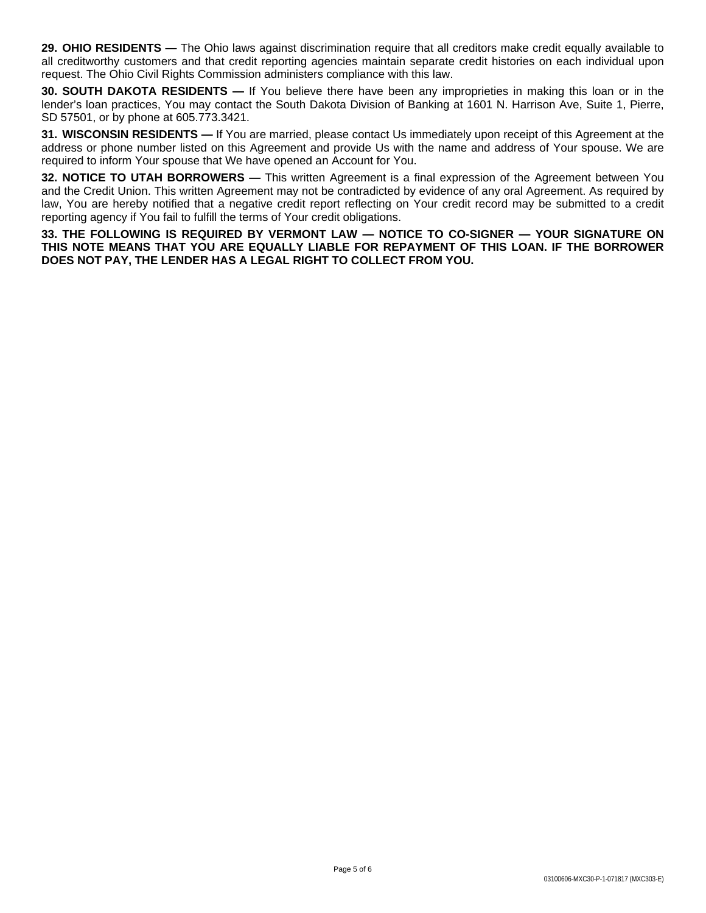**29. OHIO RESIDENTS —** The Ohio laws against discrimination require that all creditors make credit equally available to all creditworthy customers and that credit reporting agencies maintain separate credit histories on each individual upon request. The Ohio Civil Rights Commission administers compliance with this law.

**30. SOUTH DAKOTA RESIDENTS —** If You believe there have been any improprieties in making this loan or in the lender's loan practices, You may contact the South Dakota Division of Banking at 1601 N. Harrison Ave, Suite 1, Pierre, SD 57501, or by phone at 605.773.3421.

**31. WISCONSIN RESIDENTS —** If You are married, please contact Us immediately upon receipt of this Agreement at the address or phone number listed on this Agreement and provide Us with the name and address of Your spouse. We are required to inform Your spouse that We have opened an Account for You.

**32. NOTICE TO UTAH BORROWERS —** This written Agreement is a final expression of the Agreement between You and the Credit Union. This written Agreement may not be contradicted by evidence of any oral Agreement. As required by law, You are hereby notified that a negative credit report reflecting on Your credit record may be submitted to a credit reporting agency if You fail to fulfill the terms of Your credit obligations.

**33. THE FOLLOWING IS REQUIRED BY VERMONT LAW — NOTICE TO CO-SIGNER — YOUR SIGNATURE ON THIS NOTE MEANS THAT YOU ARE EQUALLY LIABLE FOR REPAYMENT OF THIS LOAN. IF THE BORROWER DOES NOT PAY, THE LENDER HAS A LEGAL RIGHT TO COLLECT FROM YOU.**

03100606-MXC30-P-1-071817 (MXC303-E)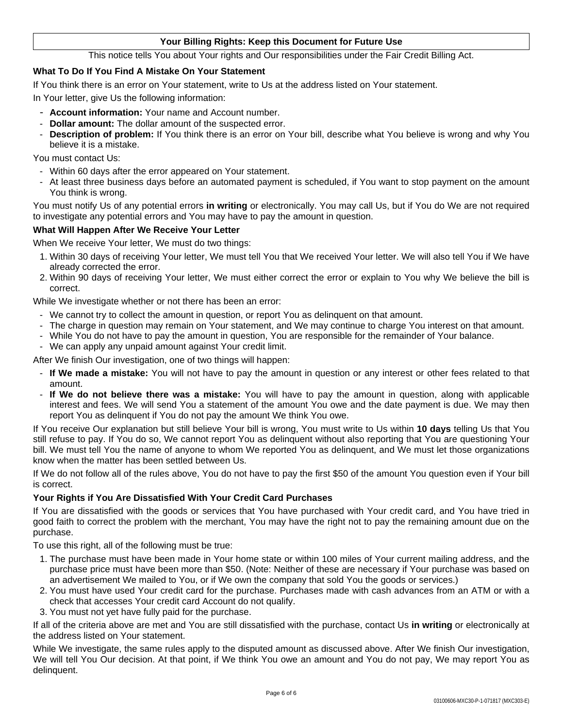## Your Billing Rights: Keep this Document for Future Use

This notice tells You about Your rights and Our responsibilities under the Fair Credit Billing Act.

### What To Do If You Find A Mistake On Your Statement

If You think there is an error on Your statement, write to Us at the address listed on Your statement.

In Your letter, give Us the following information:

- **Account information:** Your name and Account number.
- **Dollar amount:** The dollar amount of the suspected error.
- **Description of problem:** If You think there is an error on Your bill, describe what You believe is wrong and why You believe it is a mistake.

You must contact Us:

- Within 60 days after the error appeared on Your statement.
- At least three business days before an automated payment is scheduled, if You want to stop payment on the amount You think is wrong.

You must notify Us of any potential errors **in writing** or electronically. You may call Us, but if You do We are not required to investigate any potential errors and You may have to pay the amount in question.

### What Will Happen After We Receive Your Letter

When We receive Your letter, We must do two things:

1. Within 30 days of receiving Your letter, We must tell You that We received Your letter. We will also tell You if We have already corrected the error.
2. Within 90 days of receiving Your letter, We must either correct the error or explain to You why We believe the bill is correct.

While We investigate whether or not there has been an error:

- We cannot try to collect the amount in question, or report You as delinquent on that amount.
- The charge in question may remain on Your statement, and We may continue to charge You interest on that amount.
- While You do not have to pay the amount in question, You are responsible for the remainder of Your balance.
- We can apply any unpaid amount against Your credit limit.

After We finish Our investigation, one of two things will happen:

- **If We made a mistake:** You will not have to pay the amount in question or any interest or other fees related to that amount.
- **If We do not believe there was a mistake:** You will have to pay the amount in question, along with applicable interest and fees. We will send You a statement of the amount You owe and the date payment is due. We may then report You as delinquent if You do not pay the amount We think You owe.

If You receive Our explanation but still believe Your bill is wrong, You must write to Us within **10 days** telling Us that You still refuse to pay. If You do so, We cannot report You as delinquent without also reporting that You are questioning Your bill. We must tell You the name of anyone to whom We reported You as delinquent, and We must let those organizations know when the matter has been settled between Us.

If We do not follow all of the rules above, You do not have to pay the first $50 of the amount You question even if Your bill is correct.

### Your Rights if You Are Dissatisfied With Your Credit Card Purchases

If You are dissatisfied with the goods or services that You have purchased with Your credit card, and You have tried in good faith to correct the problem with the merchant, You may have the right not to pay the remaining amount due on the purchase.

To use this right, all of the following must be true:

1. The purchase must have been made in Your home state or within 100 miles of Your current mailing address, and the purchase price must have been more than $50. (Note: Neither of these are necessary if Your purchase was based on an advertisement We mailed to You, or if We own the company that sold You the goods or services.)
2. You must have used Your credit card for the purchase. Purchases made with cash advances from an ATM or with a check that accesses Your credit card Account do not qualify.
3. You must not yet have fully paid for the purchase.

If all of the criteria above are met and You are still dissatisfied with the purchase, contact Us **in writing** or electronically at the address listed on Your statement.

While We investigate, the same rules apply to the disputed amount as discussed above. After We finish Our investigation, We will tell You Our decision. At that point, if We think You owe an amount and You do not pay, We may report You as delinquent.

03100606-MXC30-P-1-071817 (MXC303-E)